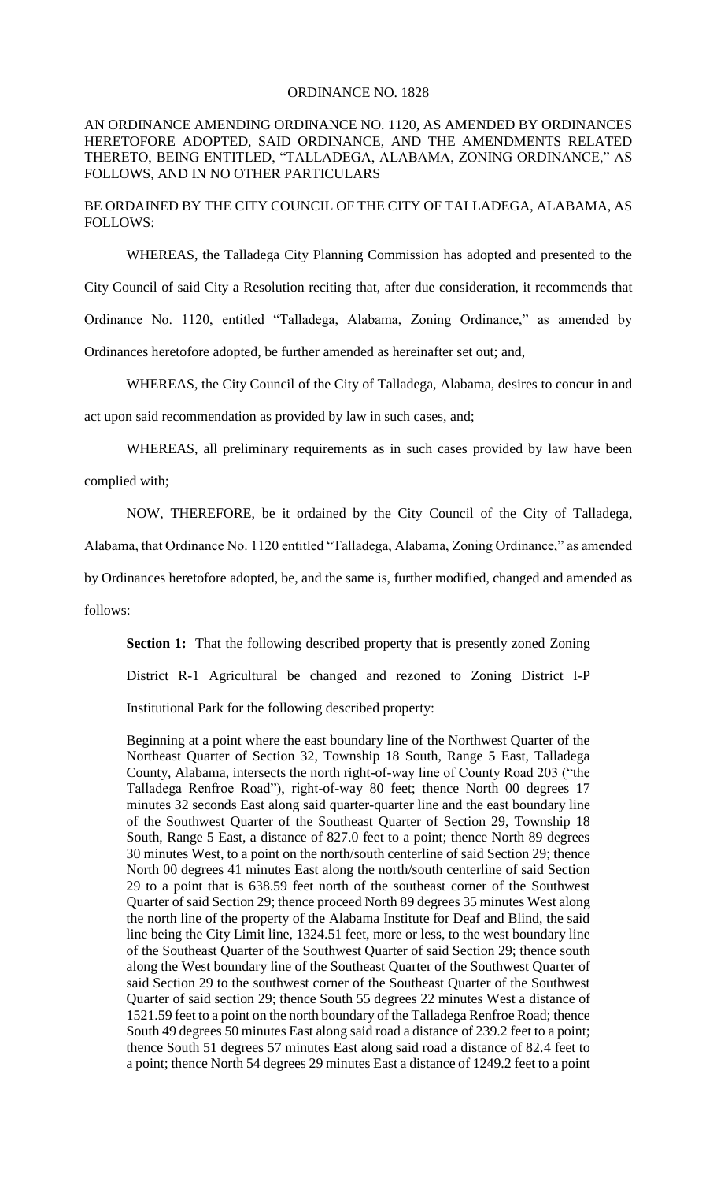# ORDINANCE NO. 1828

AN ORDINANCE AMENDING ORDINANCE NO. 1120, AS AMENDED BY ORDINANCES HERETOFORE ADOPTED, SAID ORDINANCE, AND THE AMENDMENTS RELATED THERETO, BEING ENTITLED, "TALLADEGA, ALABAMA, ZONING ORDINANCE," AS FOLLOWS, AND IN NO OTHER PARTICULARS

BE ORDAINED BY THE CITY COUNCIL OF THE CITY OF TALLADEGA, ALABAMA, AS FOLLOWS:

WHEREAS, the Talladega City Planning Commission has adopted and presented to the City Council of said City a Resolution reciting that, after due consideration, it recommends that Ordinance No. 1120, entitled "Talladega, Alabama, Zoning Ordinance," as amended by Ordinances heretofore adopted, be further amended as hereinafter set out; and,

WHEREAS, the City Council of the City of Talladega, Alabama, desires to concur in and act upon said recommendation as provided by law in such cases, and;

WHEREAS, all preliminary requirements as in such cases provided by law have been complied with;

NOW, THEREFORE, be it ordained by the City Council of the City of Talladega, Alabama, that Ordinance No. 1120 entitled "Talladega, Alabama, Zoning Ordinance," as amended by Ordinances heretofore adopted, be, and the same is, further modified, changed and amended as follows:

**Section 1:** That the following described property that is presently zoned Zoning District R-1 Agricultural be changed and rezoned to Zoning District I-P Institutional Park for the following described property:

Beginning at a point where the east boundary line of the Northwest Quarter of the Northeast Quarter of Section 32, Township 18 South, Range 5 East, Talladega County, Alabama, intersects the north right-of-way line of County Road 203 ("the Talladega Renfroe Road"), right-of-way 80 feet; thence North 00 degrees 17 minutes 32 seconds East along said quarter-quarter line and the east boundary line of the Southwest Quarter of the Southeast Quarter of Section 29, Township 18 South, Range 5 East, a distance of 827.0 feet to a point; thence North 89 degrees 30 minutes West, to a point on the north/south centerline of said Section 29; thence North 00 degrees 41 minutes East along the north/south centerline of said Section 29 to a point that is 638.59 feet north of the southeast corner of the Southwest Quarter of said Section 29; thence proceed North 89 degrees 35 minutes West along the north line of the property of the Alabama Institute for Deaf and Blind, the said line being the City Limit line, 1324.51 feet, more or less, to the west boundary line of the Southeast Quarter of the Southwest Quarter of said Section 29; thence south along the West boundary line of the Southeast Quarter of the Southwest Quarter of said Section 29 to the southwest corner of the Southeast Quarter of the Southwest Quarter of said section 29; thence South 55 degrees 22 minutes West a distance of 1521.59 feet to a point on the north boundary of the Talladega Renfroe Road; thence South 49 degrees 50 minutes East along said road a distance of 239.2 feet to a point; thence South 51 degrees 57 minutes East along said road a distance of 82.4 feet to a point; thence North 54 degrees 29 minutes East a distance of 1249.2 feet to a point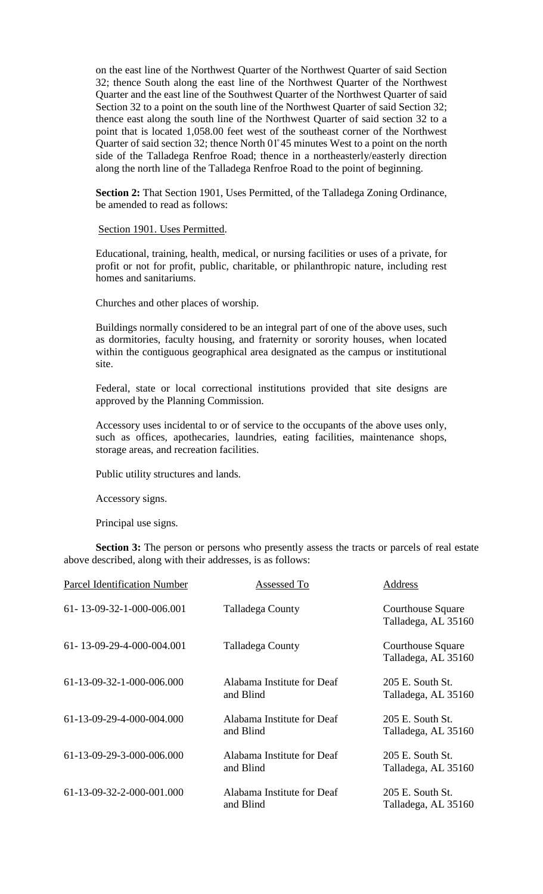on the east line of the Northwest Quarter of the Northwest Quarter of said Section 32; thence South along the east line of the Northwest Quarter of the Northwest Quarter and the east line of the Southwest Quarter of the Northwest Quarter of said Section 32 to a point on the south line of the Northwest Quarter of said Section 32; thence east along the south line of the Northwest Quarter of said section 32 to a point that is located 1,058.00 feet west of the southeast corner of the Northwest Quarter of said section 32; thence North 01° 45 minutes West to a point on the north side of the Talladega Renfroe Road; thence in a northeasterly/easterly direction along the north line of the Talladega Renfroe Road to the point of beginning.

**Section 2:** That Section 1901, Uses Permitted, of the Talladega Zoning Ordinance, be amended to read as follows:

Section 1901. Uses Permitted.

Educational, training, health, medical, or nursing facilities or uses of a private, for profit or not for profit, public, charitable, or philanthropic nature, including rest homes and sanitariums.

Churches and other places of worship.

Buildings normally considered to be an integral part of one of the above uses, such as dormitories, faculty housing, and fraternity or sorority houses, when located within the contiguous geographical area designated as the campus or institutional site.

Federal, state or local correctional institutions provided that site designs are approved by the Planning Commission.

Accessory uses incidental to or of service to the occupants of the above uses only, such as offices, apothecaries, laundries, eating facilities, maintenance shops, storage areas, and recreation facilities.

Public utility structures and lands.

Accessory signs.

Principal use signs.

**Section 3:** The person or persons who presently assess the tracts or parcels of real estate above described, along with their addresses, is as follows:

| Parcel Identification Number | Assessed To | Address |
|---|---|---|
| 61- 13-09-32-1-000-006.001 | Talladega County | Courthouse Square Talladega, AL 35160 |
| 61- 13-09-29-4-000-004.001 | Talladega County | Courthouse Square Talladega, AL 35160 |
| 61-13-09-32-1-000-006.000 | Alabama Institute for Deaf and Blind | 205 E. South St. Talladega, AL 35160 |
| 61-13-09-29-4-000-004.000 | Alabama Institute for Deaf and Blind | 205 E. South St. Talladega, AL 35160 |
| 61-13-09-29-3-000-006.000 | Alabama Institute for Deaf and Blind | 205 E. South St. Talladega, AL 35160 |
| 61-13-09-32-2-000-001.000 | Alabama Institute for Deaf and Blind | 205 E. South St. Talladega, AL 35160 |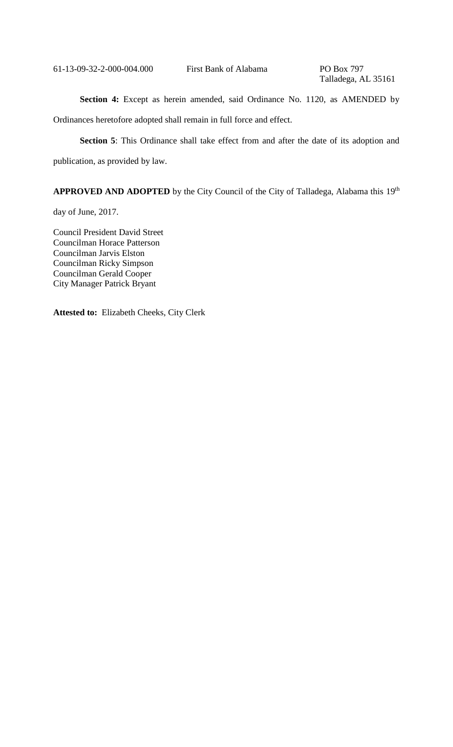| | | |
|---|---|---|
| 61-13-09-32-2-000-004.000 | First Bank of Alabama | PO Box 797<br>Talladega, AL 35161 |

**Section 4:** Except as herein amended, said Ordinance No. 1120, as AMENDED by Ordinances heretofore adopted shall remain in full force and effect.

**Section 5**: This Ordinance shall take effect from and after the date of its adoption and publication, as provided by law.

**APPROVED AND ADOPTED** by the City Council of the City of Talladega, Alabama this 19th day of June, 2017.

Council President David Street
Councilman Horace Patterson
Councilman Jarvis Elston
Councilman Ricky Simpson
Councilman Gerald Cooper
City Manager Patrick Bryant

**Attested to:** Elizabeth Cheeks, City Clerk